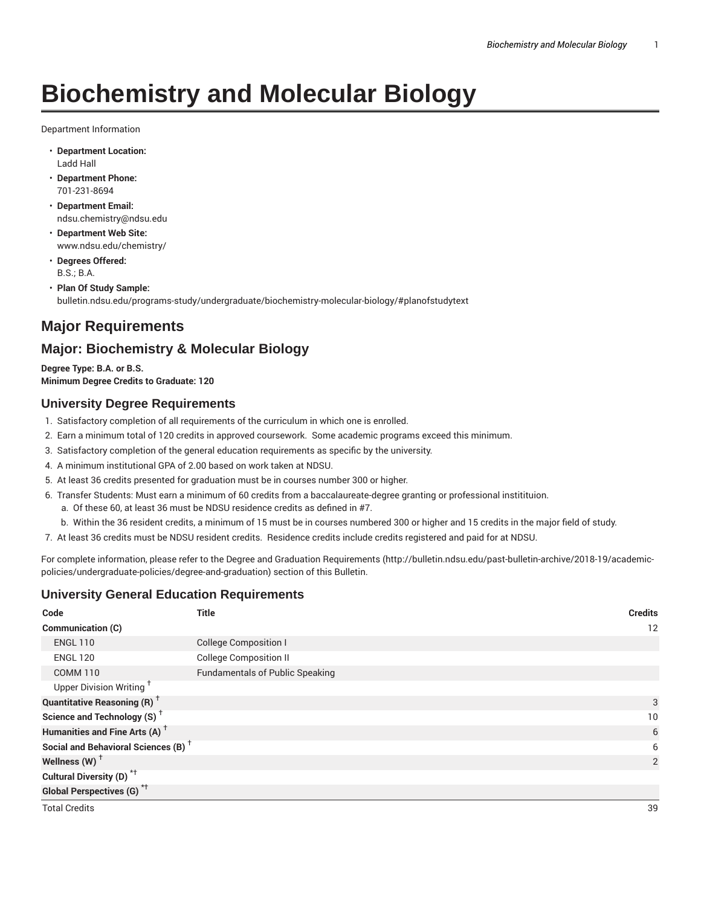# Biochemistry and Molecular Biology

Department Information

- **Department Location:**
  Ladd Hall
- **Department Phone:**
  701-231-8694
- **Department Email:**
  ndsu.chemistry@ndsu.edu
- **Department Web Site:**
  www.ndsu.edu/chemistry/
- **Degrees Offered:**
  B.S.; B.A.
- **Plan Of Study Sample:**
  bulletin.ndsu.edu/programs-study/undergraduate/biochemistry-molecular-biology/#planofstudytext

## Major Requirements

## Major: Biochemistry & Molecular Biology

**Degree Type: B.A. or B.S.**
**Minimum Degree Credits to Graduate: 120**

### University Degree Requirements

1. Satisfactory completion of all requirements of the curriculum in which one is enrolled.
2. Earn a minimum total of 120 credits in approved coursework. Some academic programs exceed this minimum.
3. Satisfactory completion of the general education requirements as specific by the university.
4. A minimum institutional GPA of 2.00 based on work taken at NDSU.
5. At least 36 credits presented for graduation must be in courses number 300 or higher.
6. Transfer Students: Must earn a minimum of 60 credits from a baccalaureate-degree granting or professional institituion.
   a. Of these 60, at least 36 must be NDSU residence credits as defined in #7.
   b. Within the 36 resident credits, a minimum of 15 must be in courses numbered 300 or higher and 15 credits in the major field of study.
7. At least 36 credits must be NDSU resident credits. Residence credits include credits registered and paid for at NDSU.

For complete information, please refer to the Degree and Graduation Requirements (http://bulletin.ndsu.edu/past-bulletin-archive/2018-19/academic-policies/undergraduate-policies/degree-and-graduation) section of this Bulletin.

### University General Education Requirements

| Code | Title | Credits |
|---|---|---|
| **Communication (C)** | | 12 |
| ENGL 110 | College Composition I | |
| ENGL 120 | College Composition II | |
| COMM 110 | Fundamentals of Public Speaking | |
| Upper Division Writing † | | |
| **Quantitative Reasoning (R) †** | | 3 |
| **Science and Technology (S) †** | | 10 |
| **Humanities and Fine Arts (A) †** | | 6 |
| **Social and Behavioral Sciences (B) †** | | 6 |
| **Wellness (W) †** | | 2 |
| **Cultural Diversity (D) *†** | | |
| **Global Perspectives (G) *†** | | |
| Total Credits | | 39 |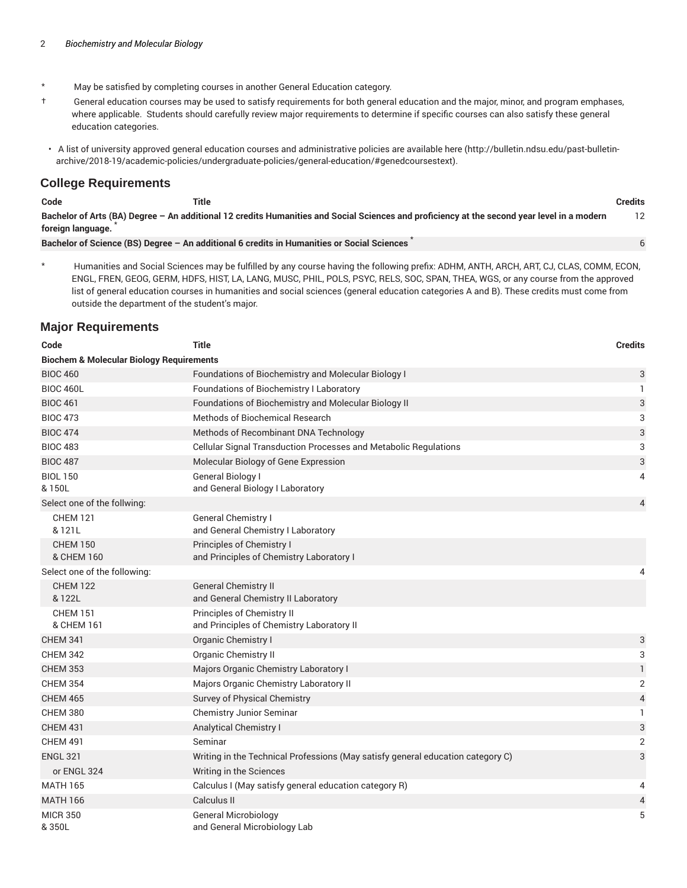\* May be satisfied by completing courses in another General Education category.

† General education courses may be used to satisfy requirements for both general education and the major, minor, and program emphases, where applicable. Students should carefully review major requirements to determine if specific courses can also satisfy these general education categories.

- A list of university approved general education courses and administrative policies are available here (http://bulletin.ndsu.edu/past-bulletin-archive/2018-19/academic-policies/undergraduate-policies/general-education/#genedcoursestext).

## College Requirements

| Code | Title | Credits |
|---|---|---|
| **Bachelor of Arts (BA) Degree – An additional 12 credits Humanities and Social Sciences and proficiency at the second year level in a modern foreign language.** * | | 12 |
| **Bachelor of Science (BS) Degree – An additional 6 credits in Humanities or Social Sciences** * | | 6 |

\* Humanities and Social Sciences may be fulfilled by any course having the following prefix: ADHM, ANTH, ARCH, ART, CJ, CLAS, COMM, ECON, ENGL, FREN, GEOG, GERM, HDFS, HIST, LA, LANG, MUSC, PHIL, POLS, PSYC, RELS, SOC, SPAN, THEA, WGS, or any course from the approved list of general education courses in humanities and social sciences (general education categories A and B). These credits must come from outside the department of the student's major.

## Major Requirements

| Code | Title | Credits |
|---|---|---|
| **Biochem & Molecular Biology Requirements** | | |
| BIOC 460 | Foundations of Biochemistry and Molecular Biology I | 3 |
| BIOC 460L | Foundations of Biochemistry I Laboratory | 1 |
| BIOC 461 | Foundations of Biochemistry and Molecular Biology II | 3 |
| BIOC 473 | Methods of Biochemical Research | 3 |
| BIOC 474 | Methods of Recombinant DNA Technology | 3 |
| BIOC 483 | Cellular Signal Transduction Processes and Metabolic Regulations | 3 |
| BIOC 487 | Molecular Biology of Gene Expression | 3 |
| BIOL 150 & 150L | General Biology I and General Biology I Laboratory | 4 |
| Select one of the follwing: | | 4 |
| CHEM 121 & 121L | General Chemistry I and General Chemistry I Laboratory | |
| CHEM 150 & CHEM 160 | Principles of Chemistry I and Principles of Chemistry Laboratory I | |
| Select one of the following: | | 4 |
| CHEM 122 & 122L | General Chemistry II and General Chemistry II Laboratory | |
| CHEM 151 & CHEM 161 | Principles of Chemistry II and Principles of Chemistry Laboratory II | |
| CHEM 341 | Organic Chemistry I | 3 |
| CHEM 342 | Organic Chemistry II | 3 |
| CHEM 353 | Majors Organic Chemistry Laboratory I | 1 |
| CHEM 354 | Majors Organic Chemistry Laboratory II | 2 |
| CHEM 465 | Survey of Physical Chemistry | 4 |
| CHEM 380 | Chemistry Junior Seminar | 1 |
| CHEM 431 | Analytical Chemistry I | 3 |
| CHEM 491 | Seminar | 2 |
| ENGL 321 | Writing in the Technical Professions (May satisfy general education category C) | 3 |
| or ENGL 324 | Writing in the Sciences | |
| MATH 165 | Calculus I (May satisfy general education category R) | 4 |
| MATH 166 | Calculus II | 4 |
| MICR 350 & 350L | General Microbiology and General Microbiology Lab | 5 |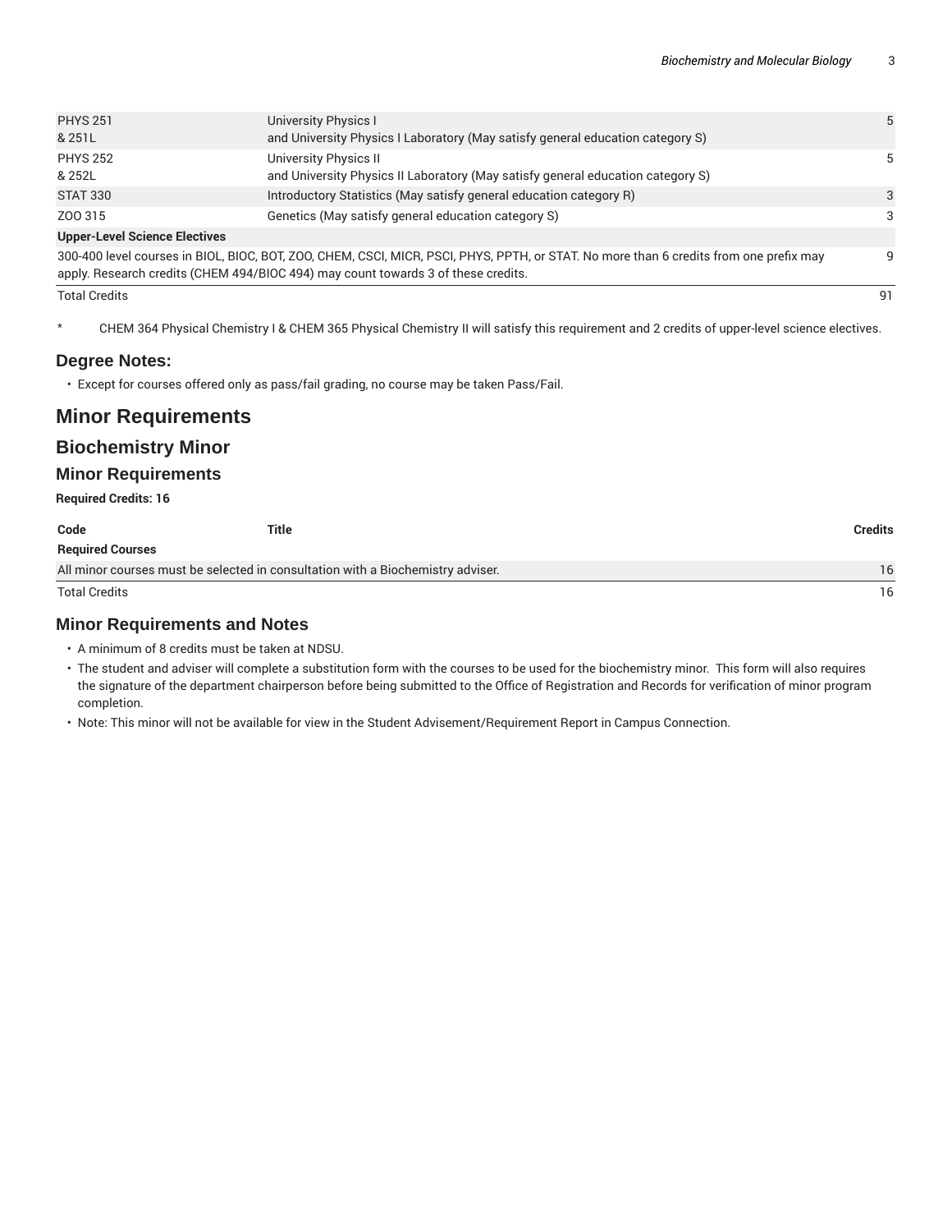| | | |
|---|---|---|
| PHYS 251 & 251L | University Physics I and University Physics I Laboratory (May satisfy general education category S) | 5 |
| PHYS 252 & 252L | University Physics II and University Physics II Laboratory (May satisfy general education category S) | 5 |
| STAT 330 | Introductory Statistics (May satisfy general education category R) | 3 |
| ZOO 315 | Genetics (May satisfy general education category S) | 3 |
| **Upper-Level Science Electives** | | |
| 300-400 level courses in BIOL, BIOC, BOT, ZOO, CHEM, CSCI, MICR, PSCI, PHYS, PPTH, or STAT. No more than 6 credits from one prefix may apply. Research credits (CHEM 494/BIOC 494) may count towards 3 of these credits. | | 9 |
| Total Credits | | 91 |

\* CHEM 364 Physical Chemistry I & CHEM 365 Physical Chemistry II will satisfy this requirement and 2 credits of upper-level science electives.

### Degree Notes:

- Except for courses offered only as pass/fail grading, no course may be taken Pass/Fail.

## Minor Requirements

### Biochemistry Minor

### Minor Requirements

**Required Credits: 16**

| Code | Title | Credits |
|---|---|---|
| **Required Courses** | | |
| All minor courses must be selected in consultation with a Biochemistry adviser. | | 16 |
| Total Credits | | 16 |

### Minor Requirements and Notes

- A minimum of 8 credits must be taken at NDSU.
- The student and adviser will complete a substitution form with the courses to be used for the biochemistry minor. This form will also requires the signature of the department chairperson before being submitted to the Office of Registration and Records for verification of minor program completion.
- Note: This minor will not be available for view in the Student Advisement/Requirement Report in Campus Connection.